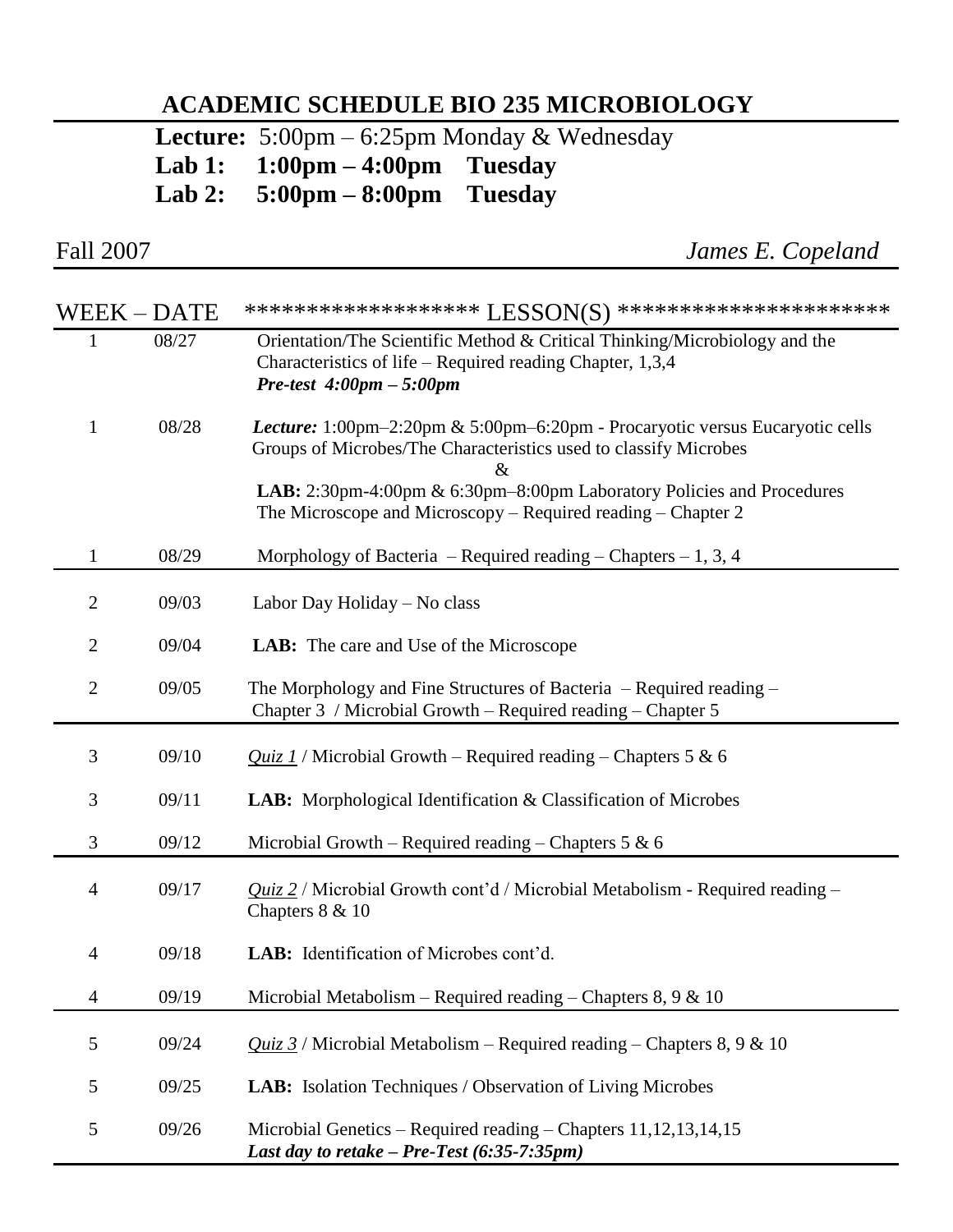# ACADEMIC SCHEDULE BIO 235 MICROBIOLOGY

**Lecture:** 5:00pm – 6:25pm Monday & Wednesday
**Lab 1: 1:00pm – 4:00pm Tuesday**
**Lab 2: 5:00pm – 8:00pm Tuesday**

Fall 2007 *James E. Copeland*

| WEEK | DATE | ****************** LESSON(S) ********************* |
|---|---|---|
| 1 | 08/27 | Orientation/The Scientific Method & Critical Thinking/Microbiology and the Characteristics of life – Required reading Chapter, 1,3,4 ***Pre-test 4:00pm – 5:00pm*** |
| 1 | 08/28 | ***Lecture:*** 1:00pm–2:20pm & 5:00pm–6:20pm - Procaryotic versus Eucaryotic cells Groups of Microbes/The Characteristics used to classify Microbes & **LAB:** 2:30pm-4:00pm & 6:30pm–8:00pm Laboratory Policies and Procedures The Microscope and Microscopy – Required reading – Chapter 2 |
| 1 | 08/29 | Morphology of Bacteria – Required reading – Chapters – 1, 3, 4 |
| 2 | 09/03 | Labor Day Holiday – No class |
| 2 | 09/04 | **LAB:** The care and Use of the Microscope |
| 2 | 09/05 | The Morphology and Fine Structures of Bacteria – Required reading – Chapter 3 / Microbial Growth – Required reading – Chapter 5 |
| 3 | 09/10 | *Quiz 1* / Microbial Growth – Required reading – Chapters 5 & 6 |
| 3 | 09/11 | **LAB:** Morphological Identification & Classification of Microbes |
| 3 | 09/12 | Microbial Growth – Required reading – Chapters 5 & 6 |
| 4 | 09/17 | *Quiz 2* / Microbial Growth cont'd / Microbial Metabolism - Required reading – Chapters 8 & 10 |
| 4 | 09/18 | **LAB:** Identification of Microbes cont'd. |
| 4 | 09/19 | Microbial Metabolism – Required reading – Chapters 8, 9 & 10 |
| 5 | 09/24 | *Quiz 3* / Microbial Metabolism – Required reading – Chapters 8, 9 & 10 |
| 5 | 09/25 | **LAB:** Isolation Techniques / Observation of Living Microbes |
| 5 | 09/26 | Microbial Genetics – Required reading – Chapters 11,12,13,14,15 ***Last day to retake – Pre-Test (6:35-7:35pm)*** |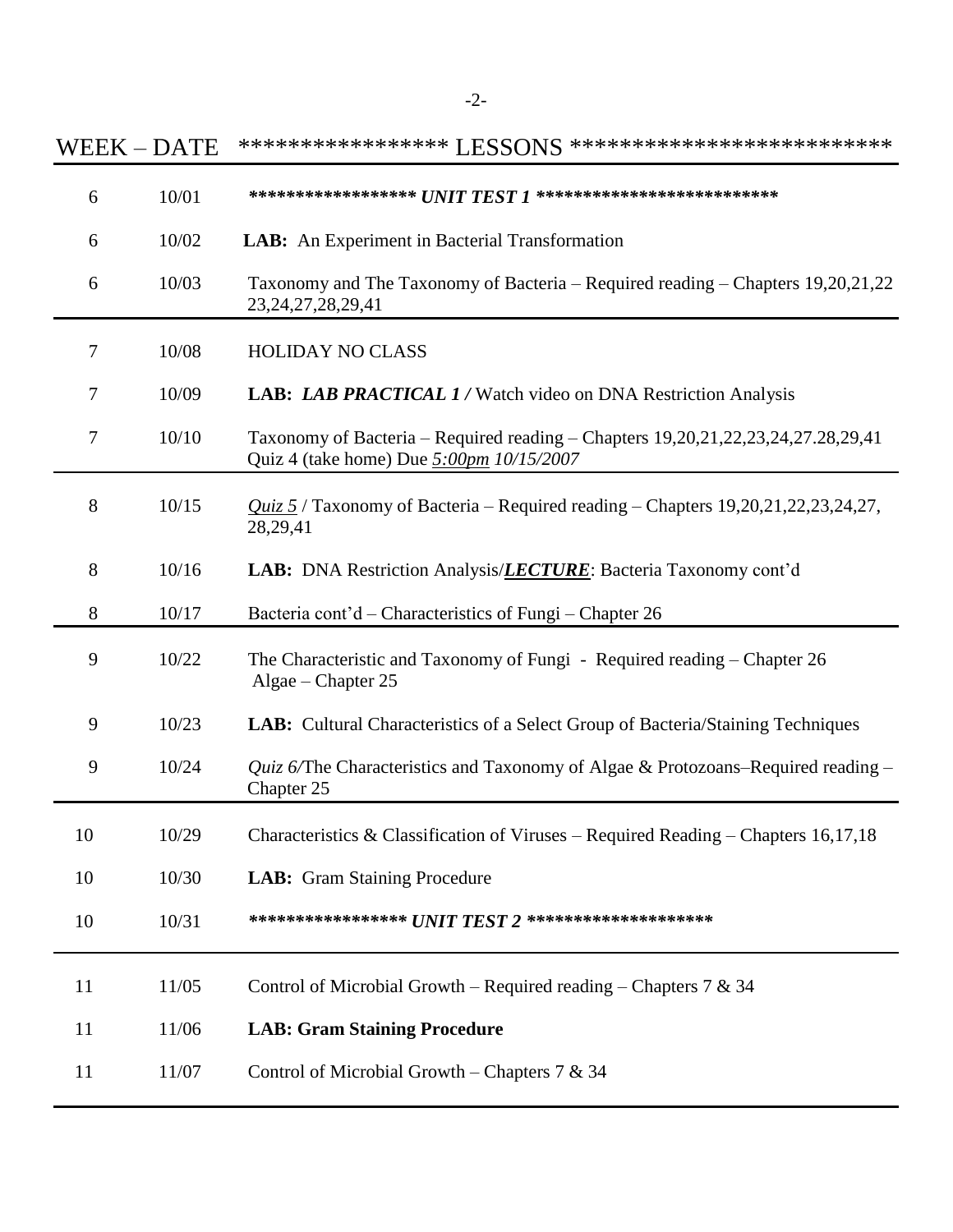| WEEK | DATE | ****************** LESSONS ************************** |
|---|---|---|
| 6 | 10/01 | ***************** ***UNIT TEST 1*** ************************* |
| 6 | 10/02 | **LAB:** An Experiment in Bacterial Transformation |
| 6 | 10/03 | Taxonomy and The Taxonomy of Bacteria – Required reading – Chapters 19,20,21,22 23,24,27,28,29,41 |
| 7 | 10/08 | HOLIDAY NO CLASS |
| 7 | 10/09 | **LAB:** ***LAB PRACTICAL 1 /*** Watch video on DNA Restriction Analysis |
| 7 | 10/10 | Taxonomy of Bacteria – Required reading – Chapters 19,20,21,22,23,24,27.28,29,41 Quiz 4 (take home) Due *5:00pm 10/15/2007* |
| 8 | 10/15 | *Quiz 5* / Taxonomy of Bacteria – Required reading – Chapters 19,20,21,22,23,24,27, 28,29,41 |
| 8 | 10/16 | **LAB:** DNA Restriction Analysis/***LECTURE***: Bacteria Taxonomy cont'd |
| 8 | 10/17 | Bacteria cont'd – Characteristics of Fungi – Chapter 26 |
| 9 | 10/22 | The Characteristic and Taxonomy of Fungi - Required reading – Chapter 26 Algae – Chapter 25 |
| 9 | 10/23 | **LAB:** Cultural Characteristics of a Select Group of Bacteria/Staining Techniques |
| 9 | 10/24 | *Quiz 6/*The Characteristics and Taxonomy of Algae & Protozoans–Required reading – Chapter 25 |
| 10 | 10/29 | Characteristics & Classification of Viruses – Required Reading – Chapters 16,17,18 |
| 10 | 10/30 | **LAB:** Gram Staining Procedure |
| 10 | 10/31 | **************** ***UNIT TEST 2*** ******************* |
| 11 | 11/05 | Control of Microbial Growth – Required reading – Chapters 7 & 34 |
| 11 | 11/06 | **LAB: Gram Staining Procedure** |
| 11 | 11/07 | Control of Microbial Growth – Chapters 7 & 34 |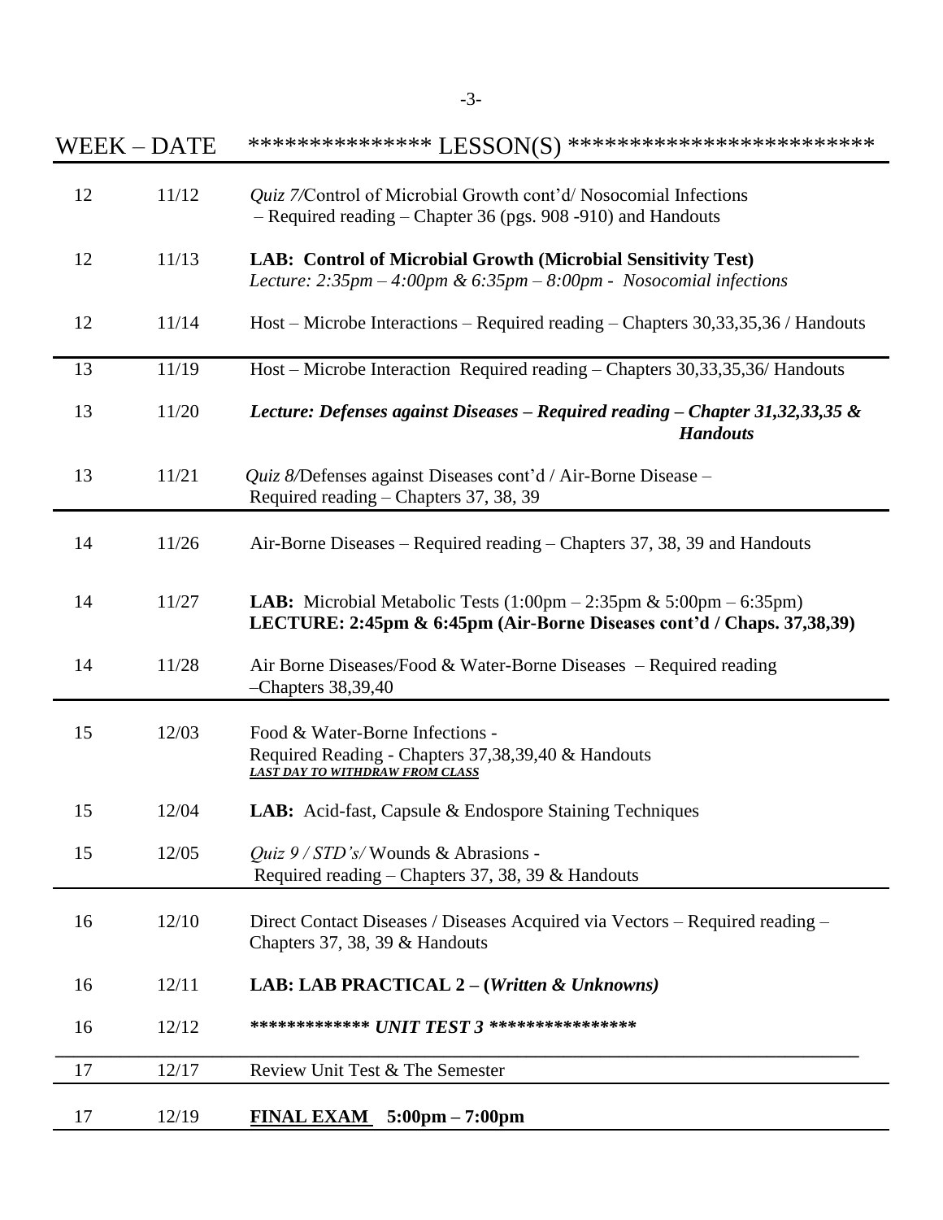| WEEK | DATE | *************** LESSON(S) ************************* |
|---|---|---|
| 12 | 11/12 | *Quiz 7/*Control of Microbial Growth cont'd/ Nosocomial Infections – Required reading – Chapter 36 (pgs. 908 -910) and Handouts |
| 12 | 11/13 | **LAB: Control of Microbial Growth (Microbial Sensitivity Test)** *Lecture: 2:35pm – 4:00pm & 6:35pm – 8:00pm - Nosocomial infections* |
| 12 | 11/14 | Host – Microbe Interactions – Required reading – Chapters 30,33,35,36 / Handouts |
| 13 | 11/19 | Host – Microbe Interaction Required reading – Chapters 30,33,35,36/ Handouts |
| 13 | 11/20 | ***Lecture: Defenses against Diseases – Required reading – Chapter 31,32,33,35 & Handouts*** |
| 13 | 11/21 | *Quiz 8/*Defenses against Diseases cont'd / Air-Borne Disease – Required reading – Chapters 37, 38, 39 |
| 14 | 11/26 | Air-Borne Diseases – Required reading – Chapters 37, 38, 39 and Handouts |
| 14 | 11/27 | **LAB:** Microbial Metabolic Tests (1:00pm – 2:35pm & 5:00pm – 6:35pm) **LECTURE: 2:45pm & 6:45pm (Air-Borne Diseases cont'd / Chaps. 37,38,39)** |
| 14 | 11/28 | Air Borne Diseases/Food & Water-Borne Diseases – Required reading –Chapters 38,39,40 |
| 15 | 12/03 | Food & Water-Borne Infections - Required Reading - Chapters 37,38,39,40 & Handouts ***LAST DAY TO WITHDRAW FROM CLASS*** |
| 15 | 12/04 | **LAB:** Acid-fast, Capsule & Endospore Staining Techniques |
| 15 | 12/05 | *Quiz 9 / STD's/* Wounds & Abrasions - Required reading – Chapters 37, 38, 39 & Handouts |
| 16 | 12/10 | Direct Contact Diseases / Diseases Acquired via Vectors – Required reading – Chapters 37, 38, 39 & Handouts |
| 16 | 12/11 | **LAB: LAB PRACTICAL 2 – (*Written & Unknowns*)** |
| 16 | 12/12 | ***************** UNIT TEST 3 ******************* |
| 17 | 12/17 | Review Unit Test & The Semester |
| 17 | 12/19 | **FINAL EXAM 5:00pm – 7:00pm** |